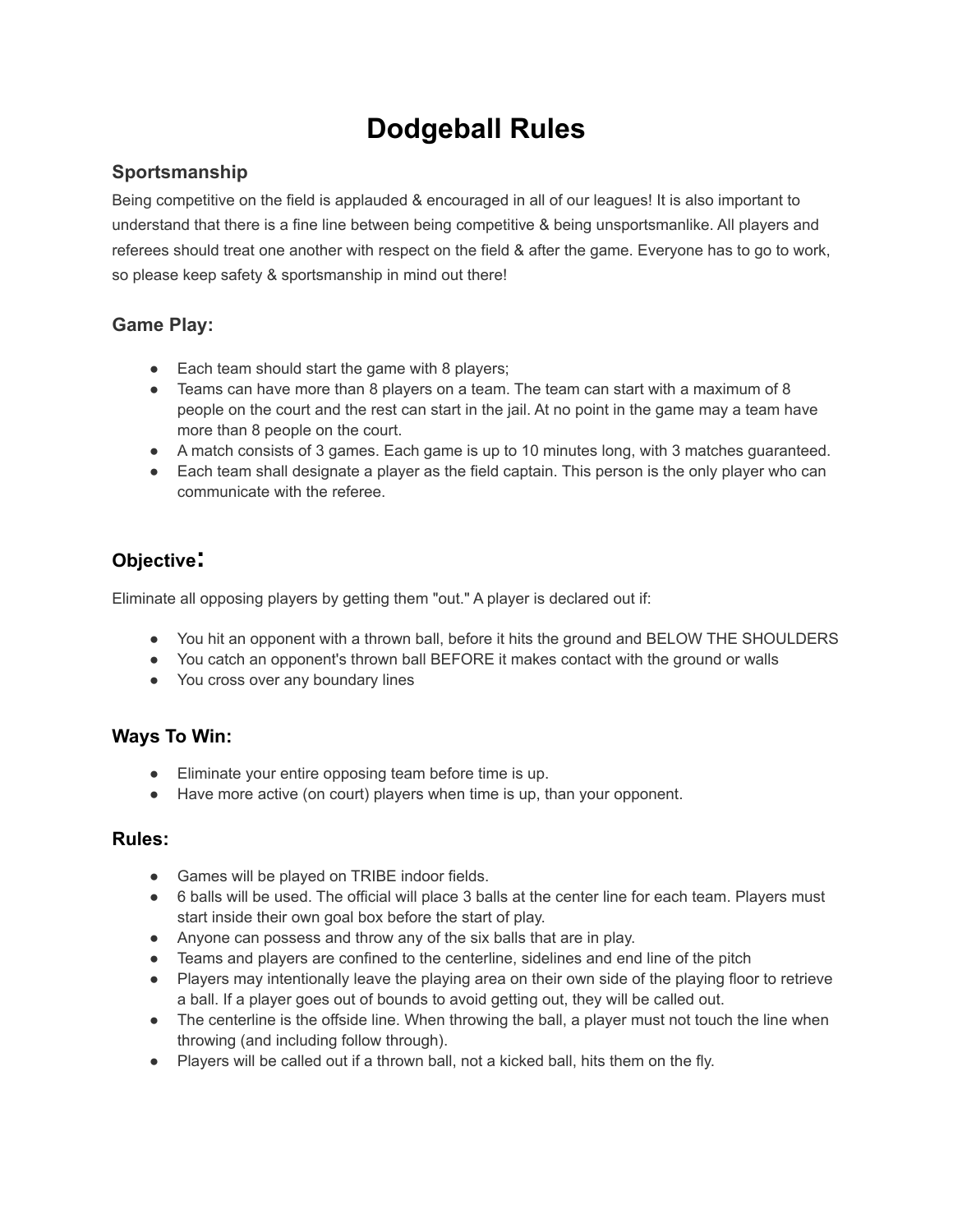# Dodgeball Rules

## Sportsmanship

Being competitive on the field is applauded & encouraged in all of our leagues! It is also important to understand that there is a fine line between being competitive & being unsportsmanlike. All players and referees should treat one another with respect on the field & after the game. Everyone has to go to work, so please keep safety & sportsmanship in mind out there!

## Game Play:

- Each team should start the game with 8 players;
- Teams can have more than 8 players on a team. The team can start with a maximum of 8 people on the court and the rest can start in the jail. At no point in the game may a team have more than 8 people on the court.
- A match consists of 3 games. Each game is up to 10 minutes long, with 3 matches guaranteed.
- Each team shall designate a player as the field captain. This person is the only player who can communicate with the referee.

## Objective:

Eliminate all opposing players by getting them "out." A player is declared out if:

- You hit an opponent with a thrown ball, before it hits the ground and BELOW THE SHOULDERS
- You catch an opponent's thrown ball BEFORE it makes contact with the ground or walls
- You cross over any boundary lines

## Ways To Win:

- Eliminate your entire opposing team before time is up.
- Have more active (on court) players when time is up, than your opponent.

## Rules:

- Games will be played on TRIBE indoor fields.
- 6 balls will be used. The official will place 3 balls at the center line for each team. Players must start inside their own goal box before the start of play.
- Anyone can possess and throw any of the six balls that are in play.
- Teams and players are confined to the centerline, sidelines and end line of the pitch
- Players may intentionally leave the playing area on their own side of the playing floor to retrieve a ball. If a player goes out of bounds to avoid getting out, they will be called out.
- The centerline is the offside line. When throwing the ball, a player must not touch the line when throwing (and including follow through).
- Players will be called out if a thrown ball, not a kicked ball, hits them on the fly.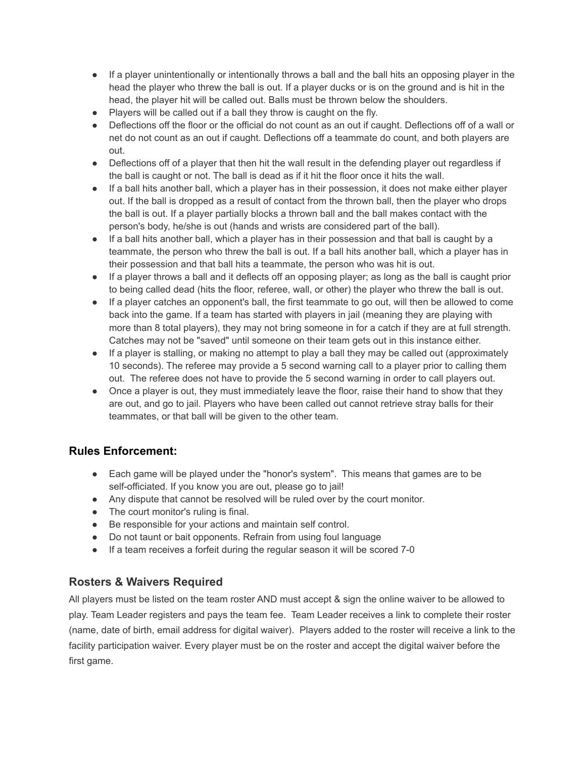- If a player unintentionally or intentionally throws a ball and the ball hits an opposing player in the head the player who threw the ball is out. If a player ducks or is on the ground and is hit in the head, the player hit will be called out. Balls must be thrown below the shoulders.
- Players will be called out if a ball they throw is caught on the fly.
- Deflections off the floor or the official do not count as an out if caught. Deflections off of a wall or net do not count as an out if caught. Deflections off a teammate do count, and both players are out.
- Deflections off of a player that then hit the wall result in the defending player out regardless if the ball is caught or not. The ball is dead as if it hit the floor once it hits the wall.
- If a ball hits another ball, which a player has in their possession, it does not make either player out. If the ball is dropped as a result of contact from the thrown ball, then the player who drops the ball is out. If a player partially blocks a thrown ball and the ball makes contact with the person's body, he/she is out (hands and wrists are considered part of the ball).
- If a ball hits another ball, which a player has in their possession and that ball is caught by a teammate, the person who threw the ball is out. If a ball hits another ball, which a player has in their possession and that ball hits a teammate, the person who was hit is out.
- If a player throws a ball and it deflects off an opposing player; as long as the ball is caught prior to being called dead (hits the floor, referee, wall, or other) the player who threw the ball is out.
- If a player catches an opponent's ball, the first teammate to go out, will then be allowed to come back into the game. If a team has started with players in jail (meaning they are playing with more than 8 total players), they may not bring someone in for a catch if they are at full strength. Catches may not be "saved" until someone on their team gets out in this instance either.
- If a player is stalling, or making no attempt to play a ball they may be called out (approximately 10 seconds). The referee may provide a 5 second warning call to a player prior to calling them out. The referee does not have to provide the 5 second warning in order to call players out.
- Once a player is out, they must immediately leave the floor, raise their hand to show that they are out, and go to jail. Players who have been called out cannot retrieve stray balls for their teammates, or that ball will be given to the other team.

## Rules Enforcement:

- Each game will be played under the "honor's system". This means that games are to be self-officiated. If you know you are out, please go to jail!
- Any dispute that cannot be resolved will be ruled over by the court monitor.
- The court monitor's ruling is final.
- Be responsible for your actions and maintain self control.
- Do not taunt or bait opponents. Refrain from using foul language
- If a team receives a forfeit during the regular season it will be scored 7-0

## Rosters & Waivers Required

All players must be listed on the team roster AND must accept & sign the online waiver to be allowed to play. Team Leader registers and pays the team fee. Team Leader receives a link to complete their roster (name, date of birth, email address for digital waiver). Players added to the roster will receive a link to the facility participation waiver. Every player must be on the roster and accept the digital waiver before the first game.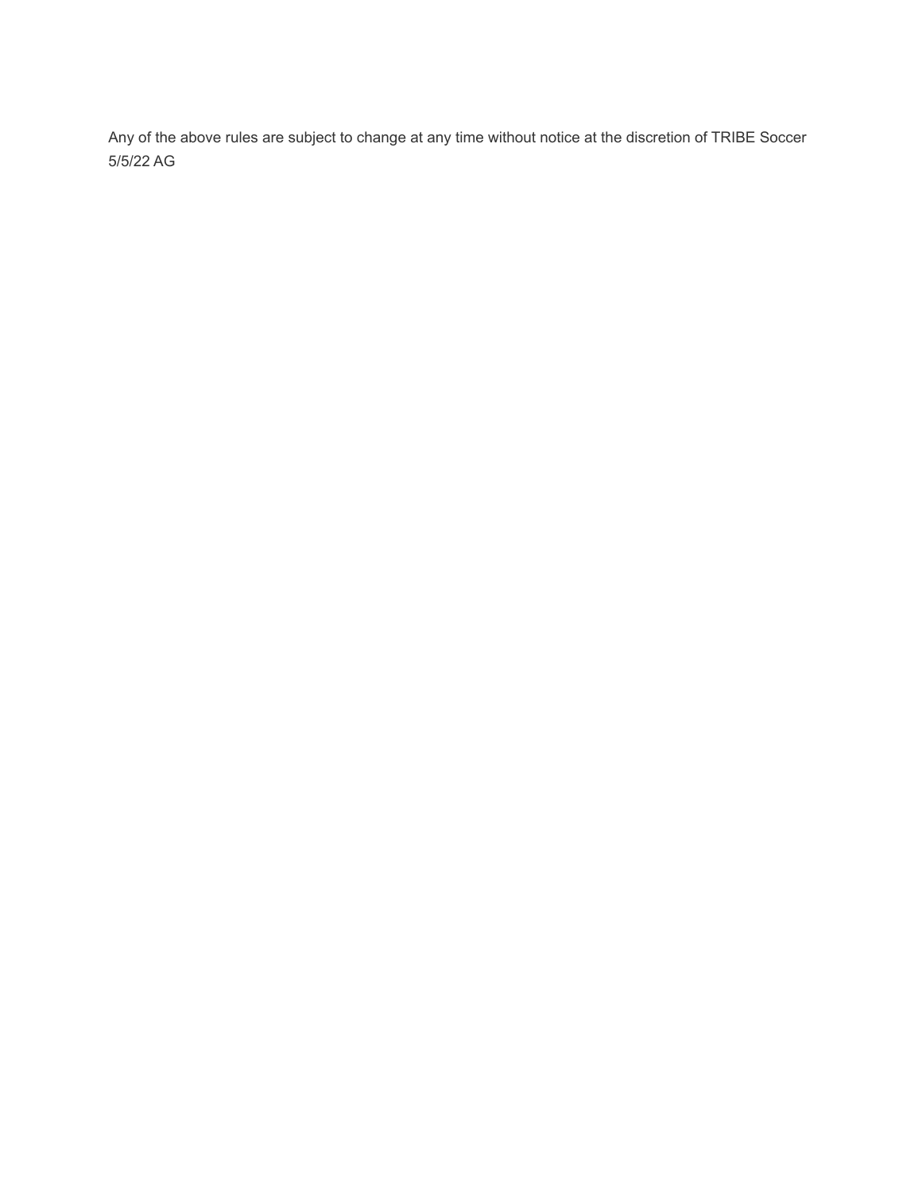Any of the above rules are subject to change at any time without notice at the discretion of TRIBE Soccer
5/5/22 AG